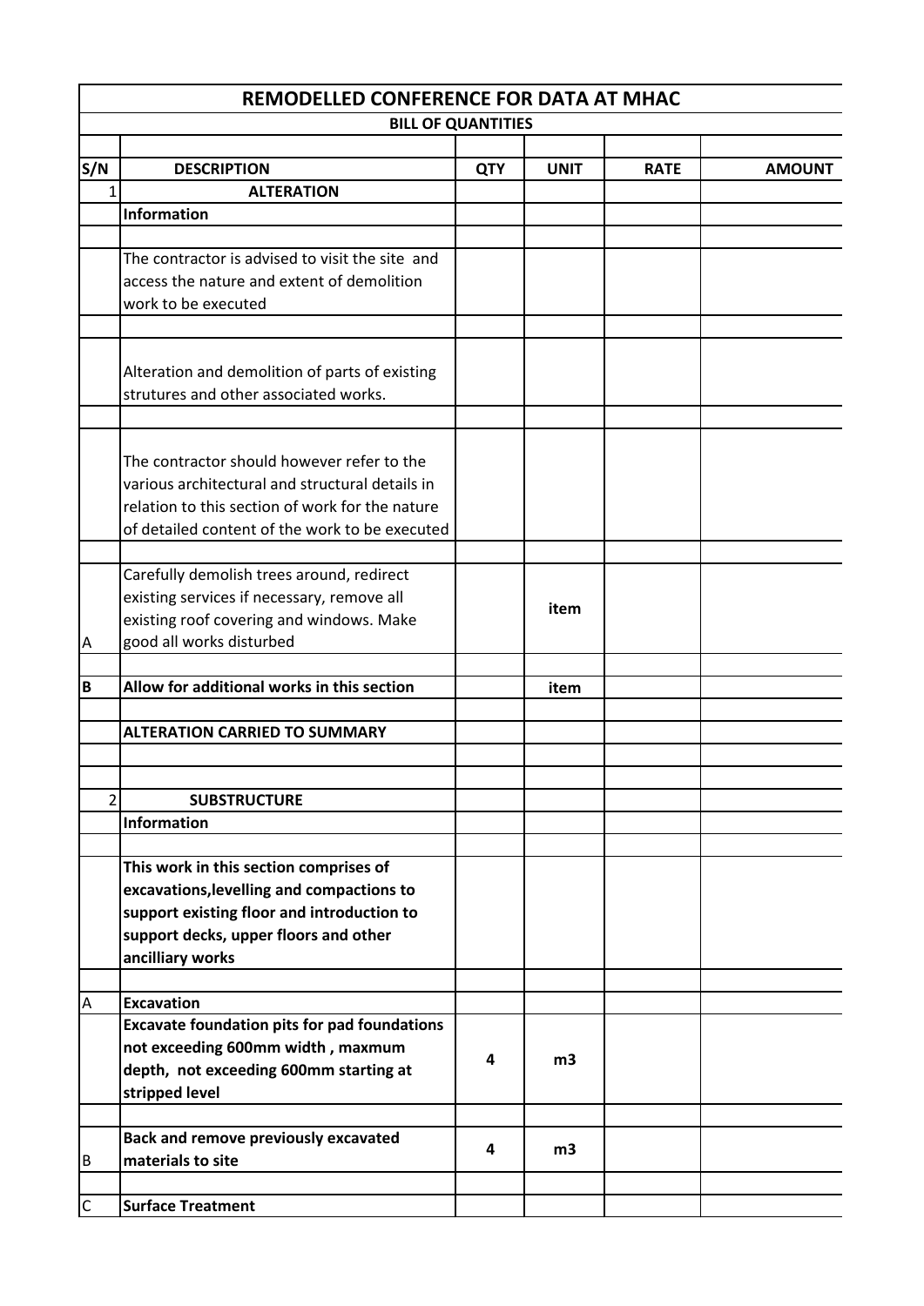# REMODELLED CONFERENCE FOR DATA AT MHAC

## BILL OF QUANTITIES

| S/N | DESCRIPTION | QTY | UNIT | RATE | AMOUNT |
|---|---|---|---|---|---|
| 1 | **ALTERATION** | | | | |
| | **Information** | | | | |
| | | | | | |
| | The contractor is advised to visit the site and access the nature and extent of demolition work to be executed | | | | |
| | | | | | |
| | Alteration and demolition of parts of existing strutures and other associated works. | | | | |
| | | | | | |
| | The contractor should however refer to the various architectural and structural details in relation to this section of work for the nature of detailed content of the work to be executed | | | | |
| | | | | | |
| A | Carefully demolish trees around, redirect existing services if necessary, remove all existing roof covering and windows. Make good all works disturbed | | item | | |
| | | | | | |
| **B** | **Allow for additional works in this section** | | item | | |
| | | | | | |
| | **ALTERATION CARRIED TO SUMMARY** | | | | |
| | | | | | |
| | | | | | |
| 2 | **SUBSTRUCTURE** | | | | |
| | **Information** | | | | |
| | | | | | |
| | **This work in this section comprises of excavations,levelling and compactions to support existing floor and introduction to support decks, upper floors and other ancilliary works** | | | | |
| | | | | | |
| A | **Excavation** | | | | |
| | **Excavate foundation pits for pad foundations not exceeding 600mm width , maxmum depth, not exceeding 600mm starting at stripped level** | **4** | **m3** | | |
| | | | | | |
| B | **Back and remove previously excavated materials to site** | **4** | **m3** | | |
| | | | | | |
| C | **Surface Treatment** | | | | |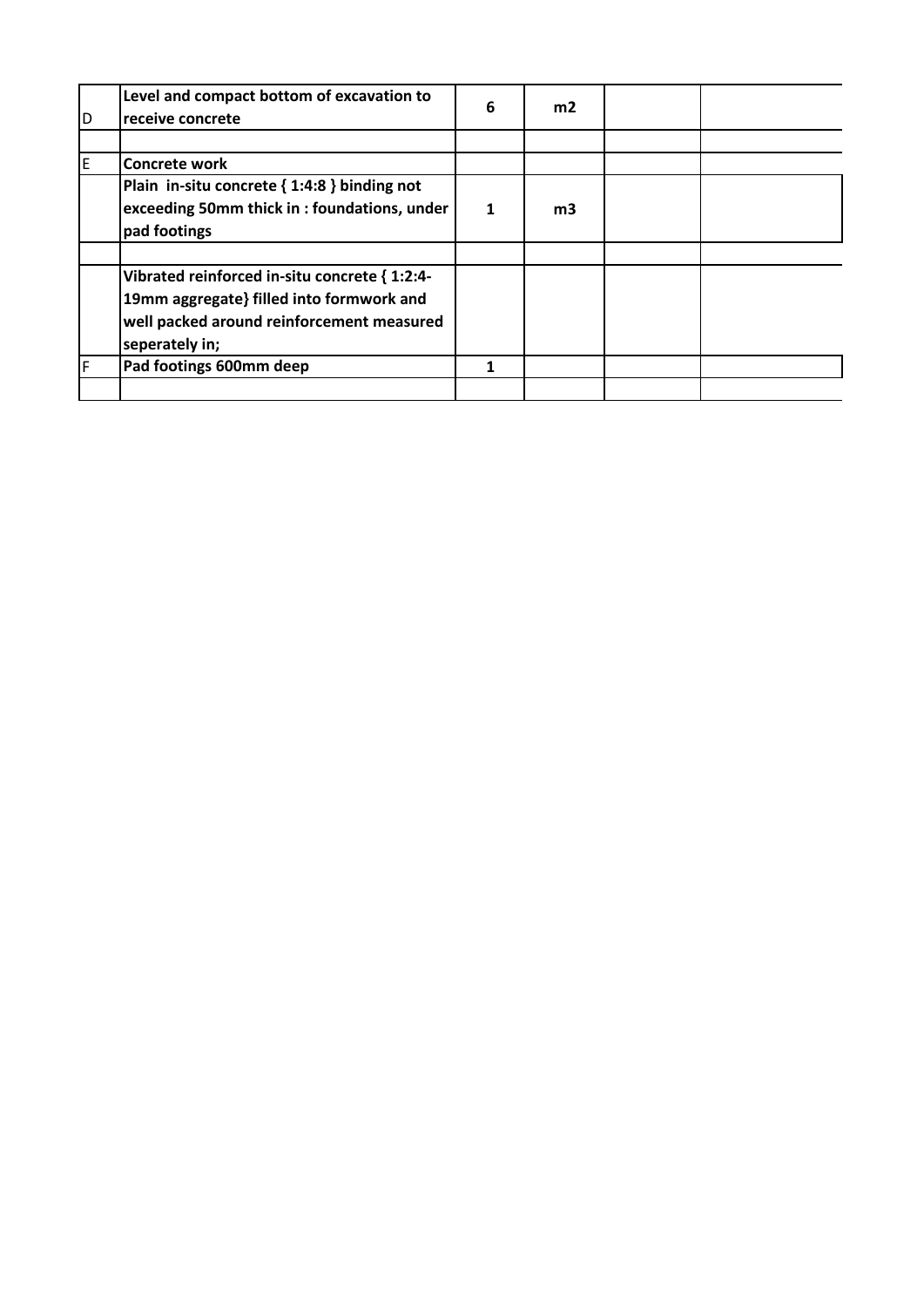| | | | | | |
|---|---|---|---|---|---|
| D | **Level and compact bottom of excavation to receive concrete** | **6** | **m2** | | |
| | | | | | |
| E | **Concrete work** | | | | |
| | **Plain in-situ concrete { 1:4:8 } binding not exceeding 50mm thick in : foundations, under pad footings** | **1** | **m3** | | |
| | | | | | |
| | **Vibrated reinforced in-situ concrete { 1:2:4-19mm aggregate} filled into formwork and well packed around reinforcement measured seperately in;** | | | | |
| F | **Pad footings 600mm deep** | **1** | | | |
| | | | | | |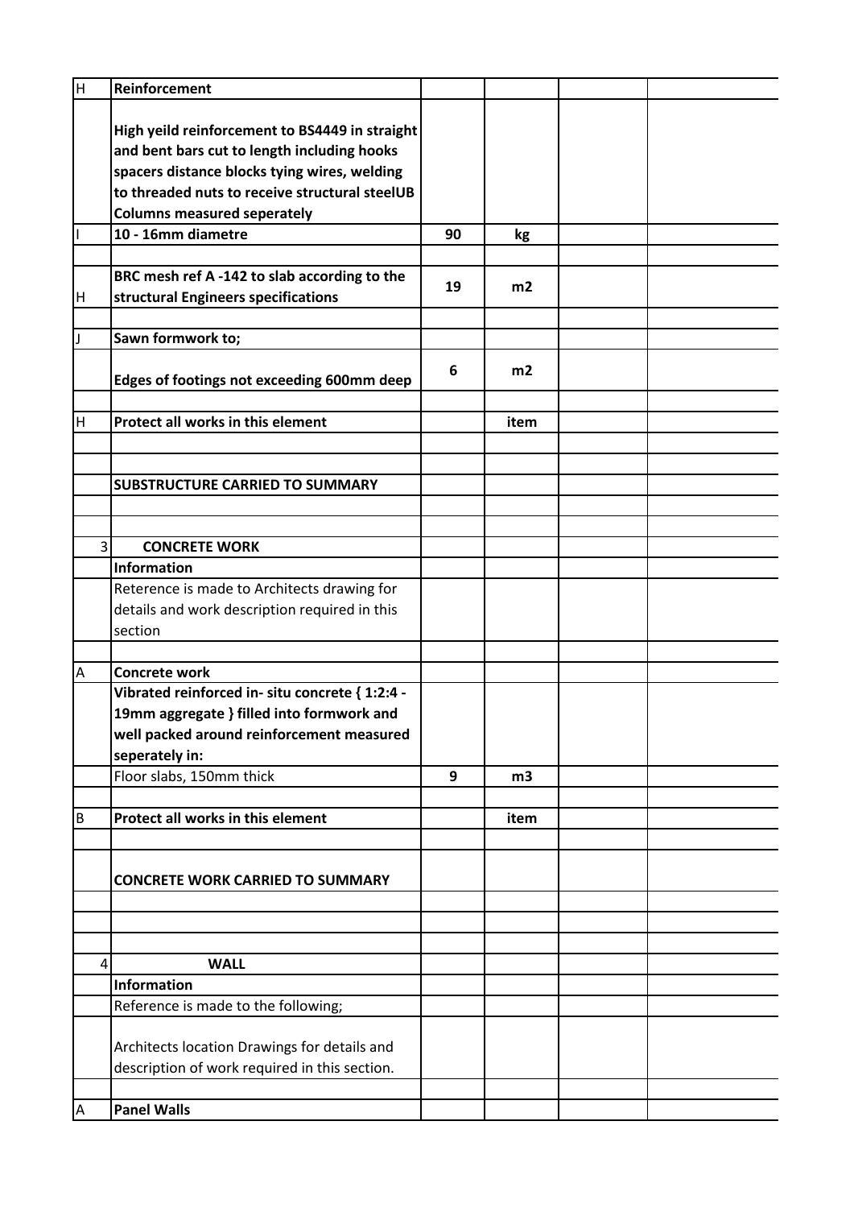| | | | | | |
|---|---|---|---|---|---|
| H | **Reinforcement** | | | | |
| | **High yeild reinforcement to BS4449 in straight and bent bars cut to length including hooks spacers distance blocks tying wires, welding to threaded nuts to receive structural steelUB Columns measured seperately** | | | | |
| I | **10 - 16mm diametre** | **90** | **kg** | | |
| | | | | | |
| H | **BRC mesh ref A -142 to slab according to the structural Engineers specifications** | **19** | **m2** | | |
| | | | | | |
| J | **Sawn formwork to;** | | | | |
| | **Edges of footings not exceeding 600mm deep** | **6** | **m2** | | |
| | | | | | |
| H | **Protect all works in this element** | | **item** | | |
| | | | | | |
| | | | | | |
| | **SUBSTRUCTURE CARRIED TO SUMMARY** | | | | |
| | | | | | |
| | | | | | |
| 3 | **CONCRETE WORK** | | | | |
| | **Information** | | | | |
| | Reterence is made to Architects drawing for details and work description required in this section | | | | |
| | | | | | |
| A | **Concrete work** | | | | |
| | **Vibrated reinforced in- situ concrete { 1:2:4 - 19mm aggregate } filled into formwork and well packed around reinforcement measured seperately in:** | | | | |
| | Floor slabs, 150mm thick | **9** | **m3** | | |
| | | | | | |
| B | **Protect all works in this element** | | **item** | | |
| | | | | | |
| | **CONCRETE WORK CARRIED TO SUMMARY** | | | | |
| | | | | | |
| | | | | | |
| | | | | | |
| 4 | **WALL** | | | | |
| | **Information** | | | | |
| | Reference is made to the following; | | | | |
| | Architects location Drawings for details and description of work required in this section. | | | | |
| | | | | | |
| A | **Panel Walls** | | | | |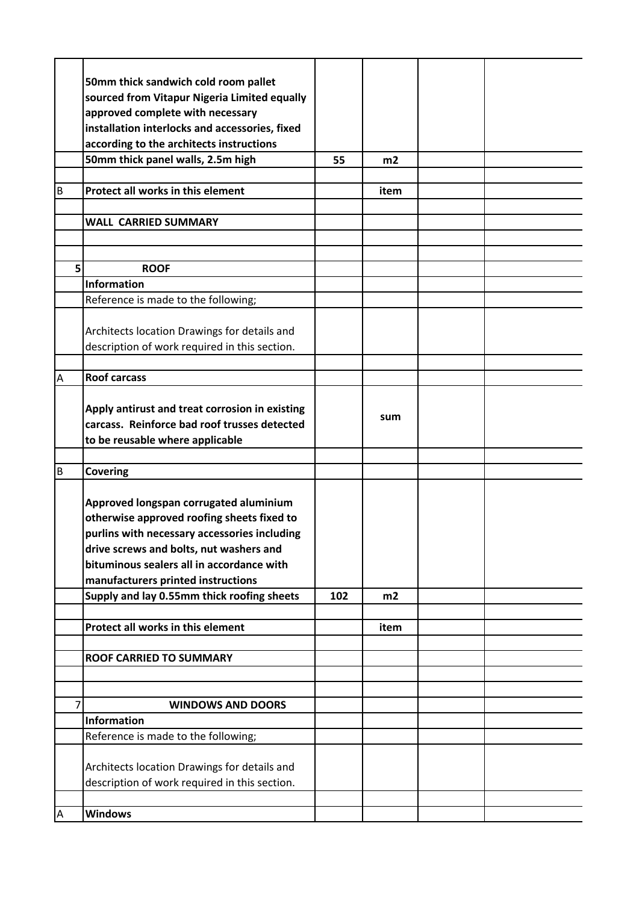| | | | | | |
|---|---|---|---|---|---|
| | **50mm thick sandwich cold room pallet sourced from Vitapur Nigeria Limited equally approved complete with necessary installation interlocks and accessories, fixed according to the architects instructions** | | | | |
| | **50mm thick panel walls, 2.5m high** | **55** | **m2** | | |
| | | | | | |
| B | **Protect all works in this element** | | **item** | | |
| | | | | | |
| | **WALL CARRIED SUMMARY** | | | | |
| | | | | | |
| | | | | | |
| 5 | **ROOF** | | | | |
| | **Information** | | | | |
| | Reference is made to the following; | | | | |
| | Architects location Drawings for details and description of work required in this section. | | | | |
| | | | | | |
| A | **Roof carcass** | | | | |
| | **Apply antirust and treat corrosion in existing carcass. Reinforce bad roof trusses detected to be reusable where applicable** | | **sum** | | |
| | | | | | |
| B | **Covering** | | | | |
| | **Approved longspan corrugated aluminium otherwise approved roofing sheets fixed to purlins with necessary accessories including drive screws and bolts, nut washers and bituminous sealers all in accordance with manufacturers printed instructions** | | | | |
| | **Supply and lay 0.55mm thick roofing sheets** | **102** | **m2** | | |
| | | | | | |
| | **Protect all works in this element** | | **item** | | |
| | | | | | |
| | **ROOF CARRIED TO SUMMARY** | | | | |
| | | | | | |
| | | | | | |
| 7 | **WINDOWS AND DOORS** | | | | |
| | **Information** | | | | |
| | Reference is made to the following; | | | | |
| | Architects location Drawings for details and description of work required in this section. | | | | |
| | | | | | |
| A | **Windows** | | | | |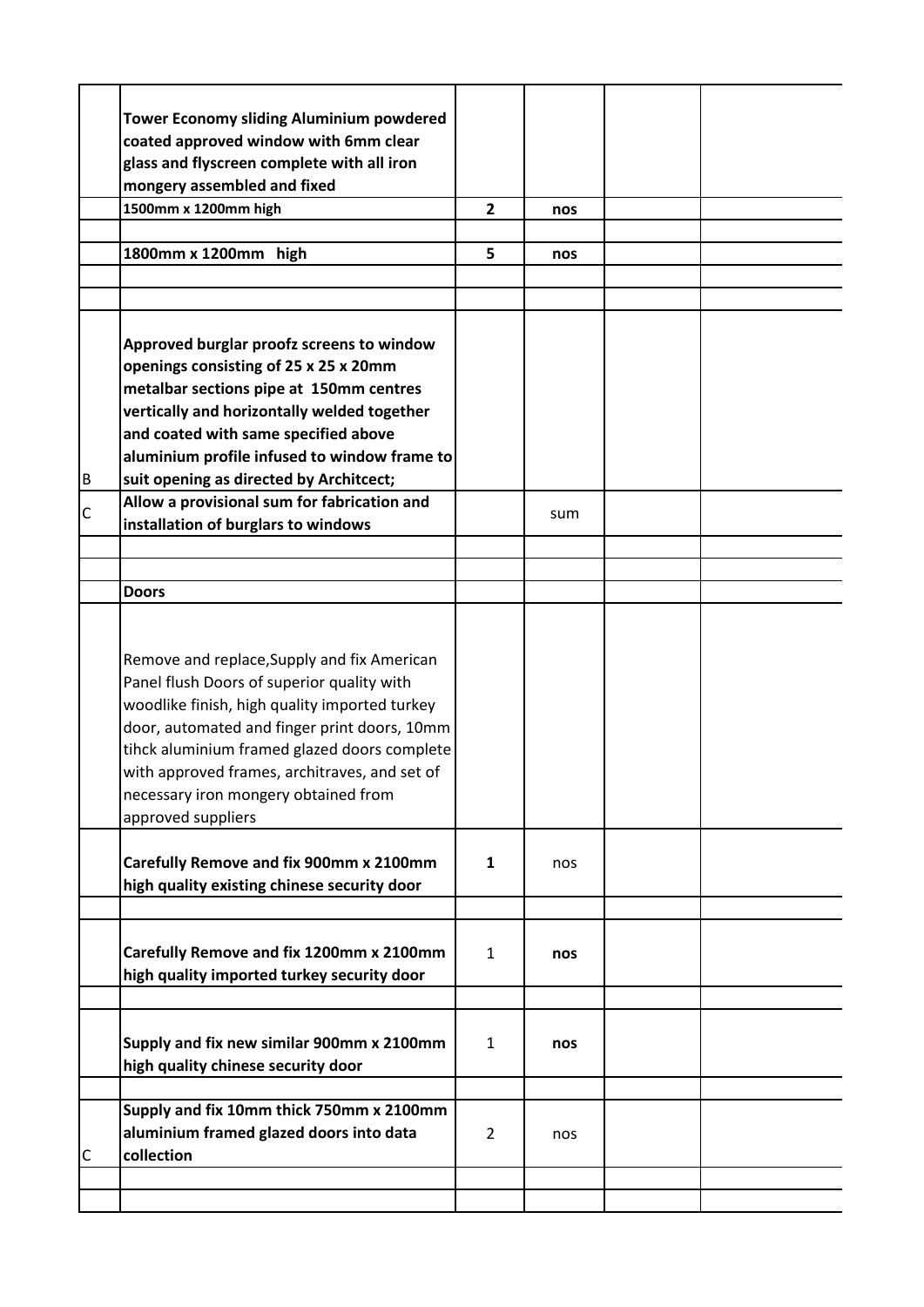| | | | | | |
|---|---|---|---|---|---|
| | **Tower Economy sliding Aluminium powdered coated approved window with 6mm clear glass and flyscreen complete with all iron mongery assembled and fixed** | | | | |
| | **1500mm x 1200mm high** | **2** | **nos** | | |
| | | | | | |
| | **1800mm x 1200mm high** | **5** | **nos** | | |
| | | | | | |
| | | | | | |
| B | **Approved burglar proofz screens to window openings consisting of 25 x 25 x 20mm metalbar sections pipe at 150mm centres vertically and horizontally welded together and coated with same specified above aluminium profile infused to window frame to suit opening as directed by Architcect;** | | | | |
| C | **Allow a provisional sum for fabrication and installation of burglars to windows** | | sum | | |
| | | | | | |
| | | | | | |
| | **Doors** | | | | |
| | Remove and replace,Supply and fix American Panel flush Doors of superior quality with woodlike finish, high quality imported turkey door, automated and finger print doors, 10mm tihck aluminium framed glazed doors complete with approved frames, architraves, and set of necessary iron mongery obtained from approved suppliers | | | | |
| | **Carefully Remove and fix 900mm x 2100mm high quality existing chinese security door** | **1** | nos | | |
| | | | | | |
| | **Carefully Remove and fix 1200mm x 2100mm high quality imported turkey security door** | 1 | **nos** | | |
| | | | | | |
| | **Supply and fix new similar 900mm x 2100mm high quality chinese security door** | 1 | **nos** | | |
| | | | | | |
| C | **Supply and fix 10mm thick 750mm x 2100mm aluminium framed glazed doors into data collection** | 2 | nos | | |
| | | | | | |
| | | | | | |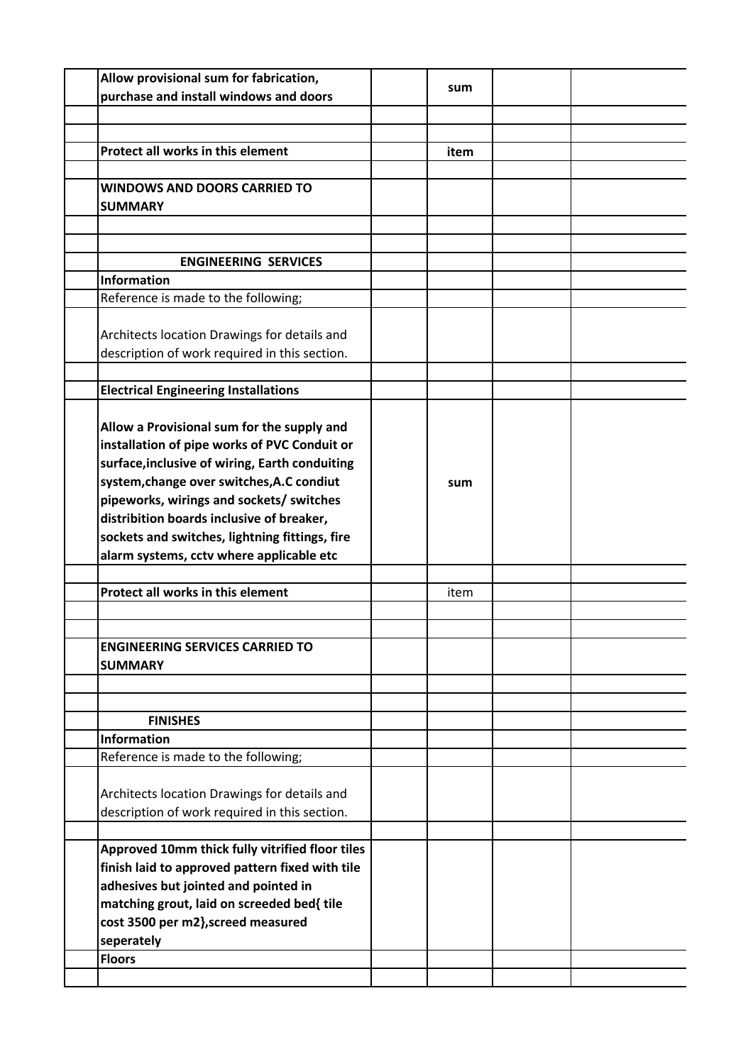| | | | | | |
|---|---|---|---|---|---|
| | **Allow provisional sum for fabrication, purchase and install windows and doors** | | **sum** | | |
| | | | | | |
| | | | | | |
| | **Protect all works in this element** | | **item** | | |
| | | | | | |
| | **WINDOWS AND DOORS CARRIED TO SUMMARY** | | | | |
| | | | | | |
| | | | | | |
| | **ENGINEERING SERVICES** | | | | |
| | **Information** | | | | |
| | Reference is made to the following; | | | | |
| | Architects location Drawings for details and description of work required in this section. | | | | |
| | | | | | |
| | **Electrical Engineering Installations** | | | | |
| | **Allow a Provisional sum for the supply and installation of pipe works of PVC Conduit or surface,inclusive of wiring, Earth conduiting system,change over switches,A.C condiut pipeworks, wirings and sockets/ switches distribition boards inclusive of breaker, sockets and switches, lightning fittings, fire alarm systems, cctv where applicable etc** | | **sum** | | |
| | | | | | |
| | **Protect all works in this element** | | item | | |
| | | | | | |
| | | | | | |
| | **ENGINEERING SERVICES CARRIED TO SUMMARY** | | | | |
| | | | | | |
| | | | | | |
| | **FINISHES** | | | | |
| | **Information** | | | | |
| | Reference is made to the following; | | | | |
| | Architects location Drawings for details and description of work required in this section. | | | | |
| | | | | | |
| | **Approved 10mm thick fully vitrified floor tiles finish laid to approved pattern fixed with tile adhesives but jointed and pointed in matching grout, laid on screeded bed{ tile cost 3500 per m2},screed measured seperately** | | | | |
| | **Floors** | | | | |
| | | | | | |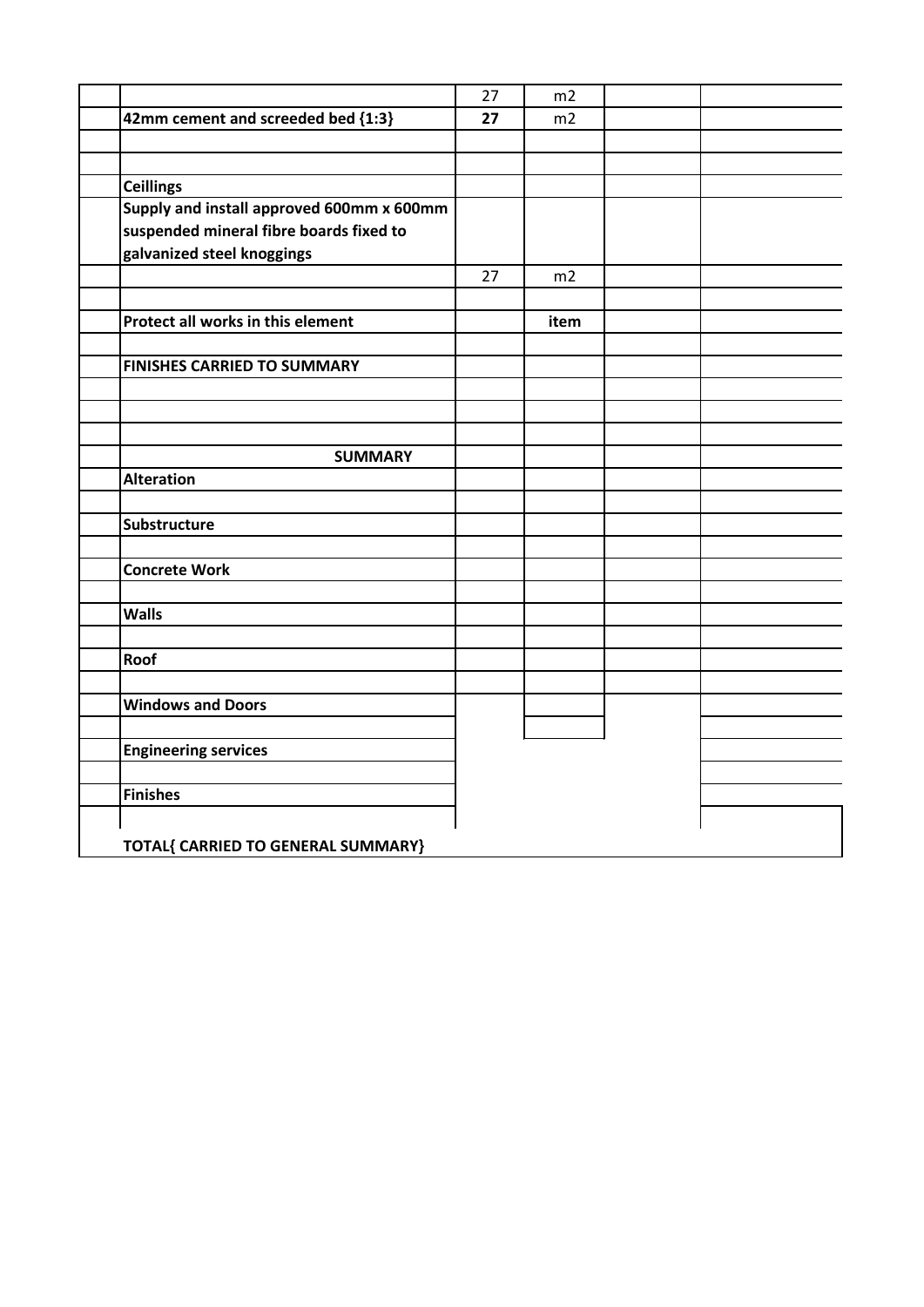| | | | | | |
|---|---|---|---|---|---|
| | | 27 | m2 | | |
| | **42mm cement and screeded bed {1:3}** | **27** | m2 | | |
| | | | | | |
| | | | | | |
| | **Ceillings** | | | | |
| | **Supply and install approved 600mm x 600mm suspended mineral fibre boards fixed to galvanized steel knoggings** | | | | |
| | | 27 | m2 | | |
| | | | | | |
| | **Protect all works in this element** | | **item** | | |
| | | | | | |
| | **FINISHES CARRIED TO SUMMARY** | | | | |
| | | | | | |
| | | | | | |
| | | | | | |
| | **SUMMARY** | | | | |
| | **Alteration** | | | | |
| | | | | | |
| | **Substructure** | | | | |
| | | | | | |
| | **Concrete Work** | | | | |
| | | | | | |
| | **Walls** | | | | |
| | | | | | |
| | **Roof** | | | | |
| | | | | | |
| | **Windows and Doors** | | | | |
| | | | | | |
| | **Engineering services** | | | | |
| | | | | | |
| | **Finishes** | | | | |
| | | | | | |
| | **TOTAL{ CARRIED TO GENERAL SUMMARY}** | | | | |